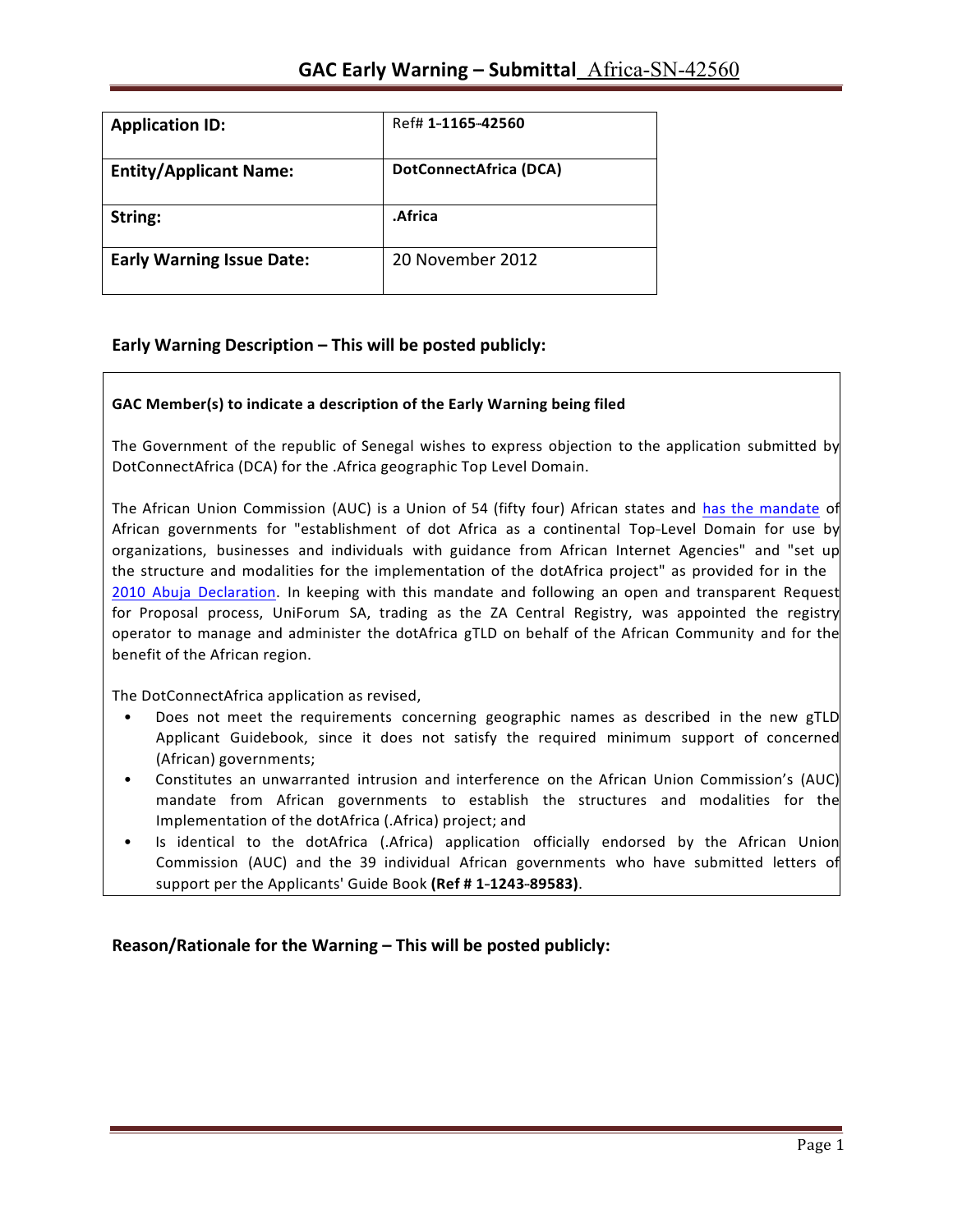# GAC Early Warning – Submittal_Africa-SN-42560

| Application ID: | Ref# 1-1165-42560 |
|---|---|
| Entity/Applicant Name: | DotConnectAfrica (DCA) |
| String: | .Africa |
| Early Warning Issue Date: | 20 November 2012 |

## Early Warning Description – This will be posted publicly:

**GAC Member(s) to indicate a description of the Early Warning being filed**

The Government of the republic of Senegal wishes to express objection to the application submitted by DotConnectAfrica (DCA) for the .Africa geographic Top Level Domain.

The African Union Commission (AUC) is a Union of 54 (fifty four) African states and has the mandate of African governments for "establishment of dot Africa as a continental Top-Level Domain for use by organizations, businesses and individuals with guidance from African Internet Agencies" and "set up the structure and modalities for the implementation of the dotAfrica project" as provided for in the 2010 Abuja Declaration. In keeping with this mandate and following an open and transparent Request for Proposal process, UniForum SA, trading as the ZA Central Registry, was appointed the registry operator to manage and administer the dotAfrica gTLD on behalf of the African Community and for the benefit of the African region.

The DotConnectAfrica application as revised,

- Does not meet the requirements concerning geographic names as described in the new gTLD Applicant Guidebook, since it does not satisfy the required minimum support of concerned (African) governments;
- Constitutes an unwarranted intrusion and interference on the African Union Commission's (AUC) mandate from African governments to establish the structures and modalities for the Implementation of the dotAfrica (.Africa) project; and
- Is identical to the dotAfrica (.Africa) application officially endorsed by the African Union Commission (AUC) and the 39 individual African governments who have submitted letters of support per the Applicants' Guide Book **(Ref # 1-1243-89583)**.

## Reason/Rationale for the Warning – This will be posted publicly: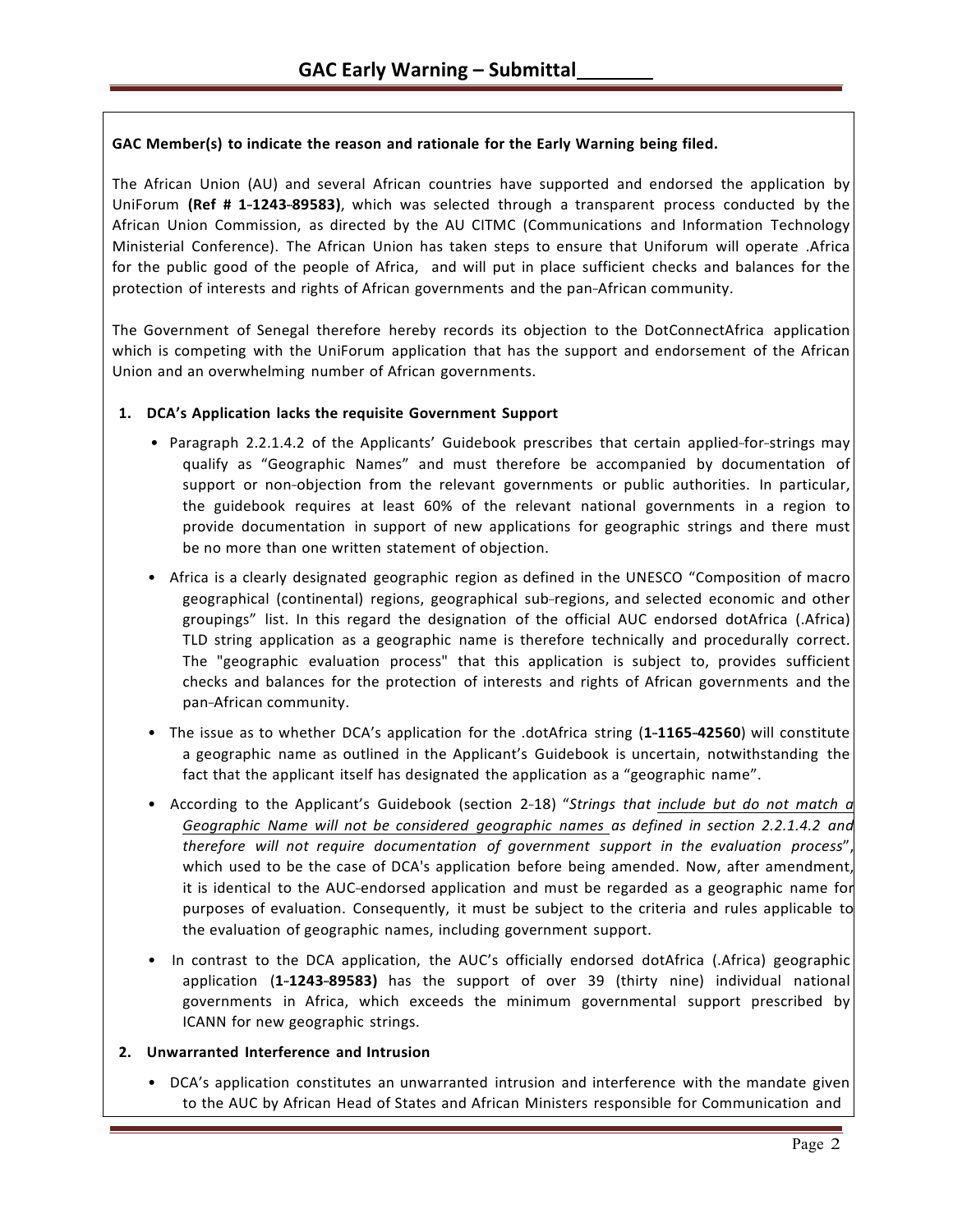# GAC Early Warning – Submittal

**GAC Member(s) to indicate the reason and rationale for the Early Warning being filed.**

The African Union (AU) and several African countries have supported and endorsed the application by UniForum **(Ref # 1-1243-89583)**, which was selected through a transparent process conducted by the African Union Commission, as directed by the AU CITMC (Communications and Information Technology Ministerial Conference). The African Union has taken steps to ensure that Uniforum will operate .Africa for the public good of the people of Africa, and will put in place sufficient checks and balances for the protection of interests and rights of African governments and the pan-African community.

The Government of Senegal therefore hereby records its objection to the DotConnectAfrica application which is competing with the UniForum application that has the support and endorsement of the African Union and an overwhelming number of African governments.

**1. DCA's Application lacks the requisite Government Support**

- Paragraph 2.2.1.4.2 of the Applicants' Guidebook prescribes that certain applied-for-strings may qualify as "Geographic Names" and must therefore be accompanied by documentation of support or non-objection from the relevant governments or public authorities. In particular, the guidebook requires at least 60% of the relevant national governments in a region to provide documentation in support of new applications for geographic strings and there must be no more than one written statement of objection.
- Africa is a clearly designated geographic region as defined in the UNESCO "Composition of macro geographical (continental) regions, geographical sub-regions, and selected economic and other groupings" list. In this regard the designation of the official AUC endorsed dotAfrica (.Africa) TLD string application as a geographic name is therefore technically and procedurally correct. The "geographic evaluation process" that this application is subject to, provides sufficient checks and balances for the protection of interests and rights of African governments and the pan-African community.
- The issue as to whether DCA's application for the .dotAfrica string (**1-1165-42560**) will constitute a geographic name as outlined in the Applicant's Guidebook is uncertain, notwithstanding the fact that the applicant itself has designated the application as a "geographic name".
- According to the Applicant's Guidebook (section 2-18) "*Strings that <u>include but do not match a Geographic Name will not be considered geographic names</u> as defined in section 2.2.1.4.2 and therefore will not require documentation of government support in the evaluation process*", which used to be the case of DCA's application before being amended. Now, after amendment, it is identical to the AUC-endorsed application and must be regarded as a geographic name for purposes of evaluation. Consequently, it must be subject to the criteria and rules applicable to the evaluation of geographic names, including government support.
- In contrast to the DCA application, the AUC's officially endorsed dotAfrica (.Africa) geographic application (**1-1243-89583)** has the support of over 39 (thirty nine) individual national governments in Africa, which exceeds the minimum governmental support prescribed by ICANN for new geographic strings.

**2. Unwarranted Interference and Intrusion**

- DCA's application constitutes an unwarranted intrusion and interference with the mandate given to the AUC by African Head of States and African Ministers responsible for Communication and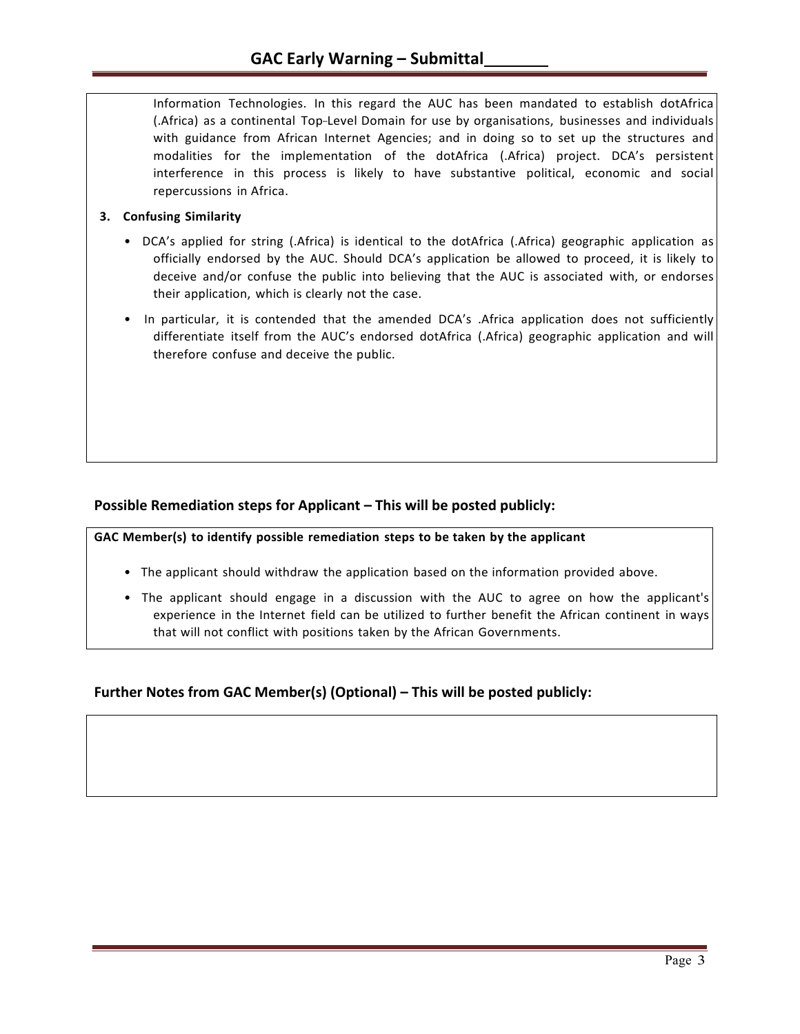Information Technologies. In this regard the AUC has been mandated to establish dotAfrica (.Africa) as a continental Top-Level Domain for use by organisations, businesses and individuals with guidance from African Internet Agencies; and in doing so to set up the structures and modalities for the implementation of the dotAfrica (.Africa) project. DCA's persistent interference in this process is likely to have substantive political, economic and social repercussions in Africa.

**3. Confusing Similarity**

- DCA's applied for string (.Africa) is identical to the dotAfrica (.Africa) geographic application as officially endorsed by the AUC. Should DCA's application be allowed to proceed, it is likely to deceive and/or confuse the public into believing that the AUC is associated with, or endorses their application, which is clearly not the case.
- In particular, it is contended that the amended DCA's .Africa application does not sufficiently differentiate itself from the AUC's endorsed dotAfrica (.Africa) geographic application and will therefore confuse and deceive the public.

## Possible Remediation steps for Applicant – This will be posted publicly:

**GAC Member(s) to identify possible remediation steps to be taken by the applicant**

- The applicant should withdraw the application based on the information provided above.
- The applicant should engage in a discussion with the AUC to agree on how the applicant's experience in the Internet field can be utilized to further benefit the African continent in ways that will not conflict with positions taken by the African Governments.

## Further Notes from GAC Member(s) (Optional) – This will be posted publicly: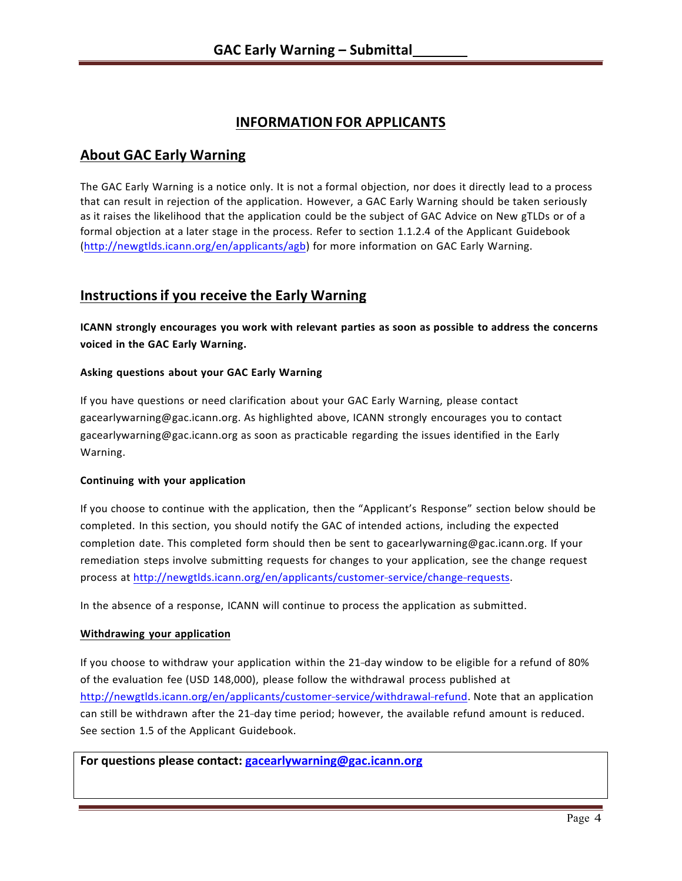# INFORMATION FOR APPLICANTS

## About GAC Early Warning

The GAC Early Warning is a notice only. It is not a formal objection, nor does it directly lead to a process that can result in rejection of the application. However, a GAC Early Warning should be taken seriously as it raises the likelihood that the application could be the subject of GAC Advice on New gTLDs or of a formal objection at a later stage in the process. Refer to section 1.1.2.4 of the Applicant Guidebook (http://newgtlds.icann.org/en/applicants/agb) for more information on GAC Early Warning.

## Instructions if you receive the Early Warning

**ICANN strongly encourages you work with relevant parties as soon as possible to address the concerns voiced in the GAC Early Warning.**

**Asking questions about your GAC Early Warning**

If you have questions or need clarification about your GAC Early Warning, please contact gacearlywarning@gac.icann.org. As highlighted above, ICANN strongly encourages you to contact gacearlywarning@gac.icann.org as soon as practicable regarding the issues identified in the Early Warning.

**Continuing with your application**

If you choose to continue with the application, then the "Applicant's Response" section below should be completed. In this section, you should notify the GAC of intended actions, including the expected completion date. This completed form should then be sent to gacearlywarning@gac.icann.org. If your remediation steps involve submitting requests for changes to your application, see the change request process at http://newgtlds.icann.org/en/applicants/customer-service/change-requests.

In the absence of a response, ICANN will continue to process the application as submitted.

**Withdrawing your application**

If you choose to withdraw your application within the 21-day window to be eligible for a refund of 80% of the evaluation fee (USD 148,000), please follow the withdrawal process published at http://newgtlds.icann.org/en/applicants/customer-service/withdrawal-refund. Note that an application can still be withdrawn after the 21-day time period; however, the available refund amount is reduced. See section 1.5 of the Applicant Guidebook.

**For questions please contact: gacearlywarning@gac.icann.org**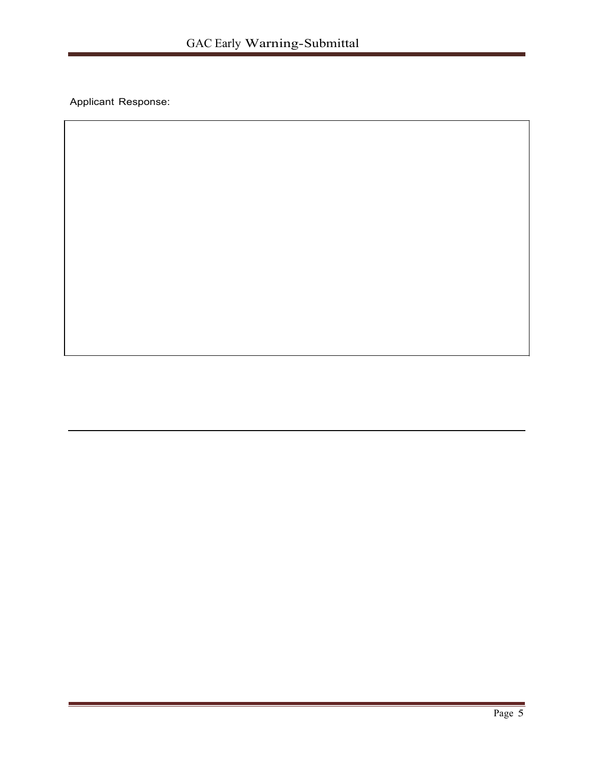Applicant Response: